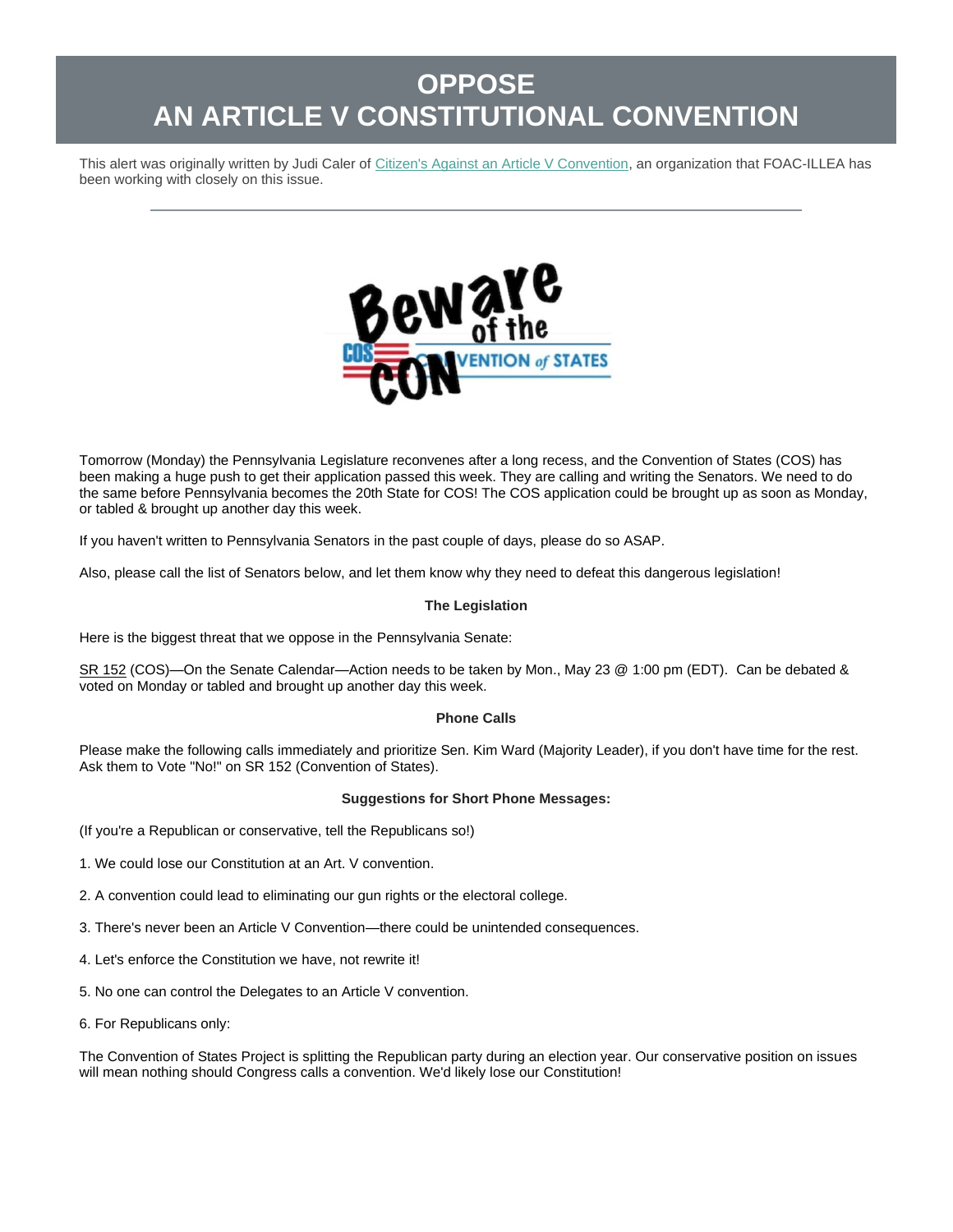# OPPOSE AN ARTICLE V CONSTITUTIONAL CONVENTION

This alert was originally written by Judi Caler of Citizen's Against an Article V Convention, an organization that FOAC-ILLEA has been working with closely on this issue.

---

Tomorrow (Monday) the Pennsylvania Legislature reconvenes after a long recess, and the Convention of States (COS) has been making a huge push to get their application passed this week. They are calling and writing the Senators. We need to do the same before Pennsylvania becomes the 20th State for COS! The COS application could be brought up as soon as Monday, or tabled & brought up another day this week.

If you haven't written to Pennsylvania Senators in the past couple of days, please do so ASAP.

Also, please call the list of Senators below, and let them know why they need to defeat this dangerous legislation!

**The Legislation**

Here is the biggest threat that we oppose in the Pennsylvania Senate:

SR 152 (COS)—On the Senate Calendar—Action needs to be taken by Mon., May 23 @ 1:00 pm (EDT). Can be debated & voted on Monday or tabled and brought up another day this week.

**Phone Calls**

Please make the following calls immediately and prioritize Sen. Kim Ward (Majority Leader), if you don't have time for the rest. Ask them to Vote "No!" on SR 152 (Convention of States).

**Suggestions for Short Phone Messages:**

(If you're a Republican or conservative, tell the Republicans so!)

1. We could lose our Constitution at an Art. V convention.

2. A convention could lead to eliminating our gun rights or the electoral college.

3. There's never been an Article V Convention—there could be unintended consequences.

4. Let's enforce the Constitution we have, not rewrite it!

5. No one can control the Delegates to an Article V convention.

6. For Republicans only:

The Convention of States Project is splitting the Republican party during an election year. Our conservative position on issues will mean nothing should Congress calls a convention. We'd likely lose our Constitution!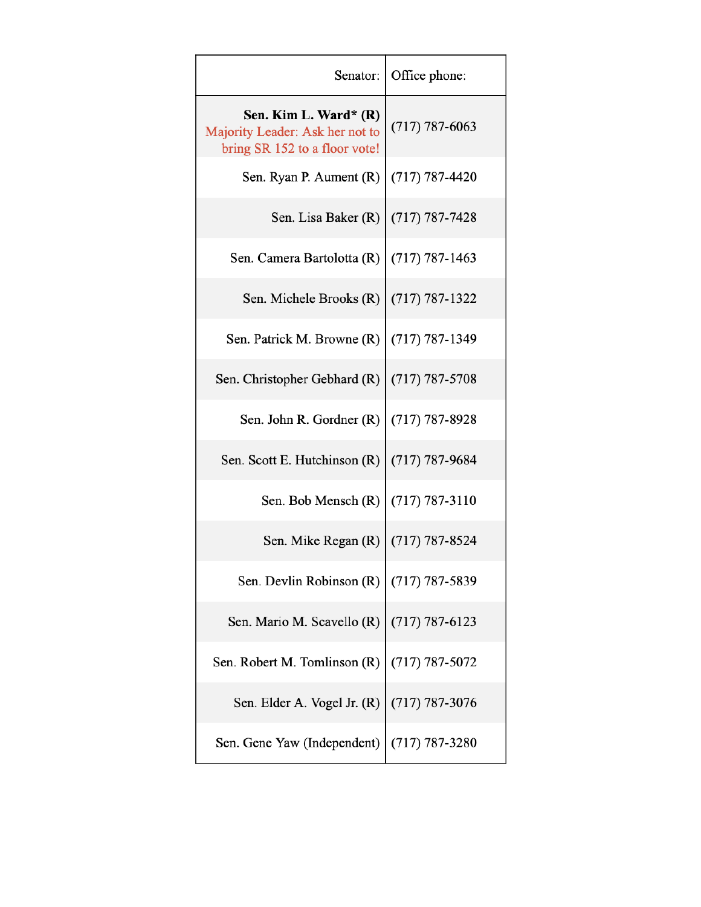| Senator: | Office phone: |
|---|---|
| **Sen. Kim L. Ward* (R)** Majority Leader: Ask her not to bring SR 152 to a floor vote! | (717) 787-6063 |
| Sen. Ryan P. Aument (R) | (717) 787-4420 |
| Sen. Lisa Baker (R) | (717) 787-7428 |
| Sen. Camera Bartolotta (R) | (717) 787-1463 |
| Sen. Michele Brooks (R) | (717) 787-1322 |
| Sen. Patrick M. Browne (R) | (717) 787-1349 |
| Sen. Christopher Gebhard (R) | (717) 787-5708 |
| Sen. John R. Gordner (R) | (717) 787-8928 |
| Sen. Scott E. Hutchinson (R) | (717) 787-9684 |
| Sen. Bob Mensch (R) | (717) 787-3110 |
| Sen. Mike Regan (R) | (717) 787-8524 |
| Sen. Devlin Robinson (R) | (717) 787-5839 |
| Sen. Mario M. Scavello (R) | (717) 787-6123 |
| Sen. Robert M. Tomlinson (R) | (717) 787-5072 |
| Sen. Elder A. Vogel Jr. (R) | (717) 787-3076 |
| Sen. Gene Yaw (Independent) | (717) 787-3280 |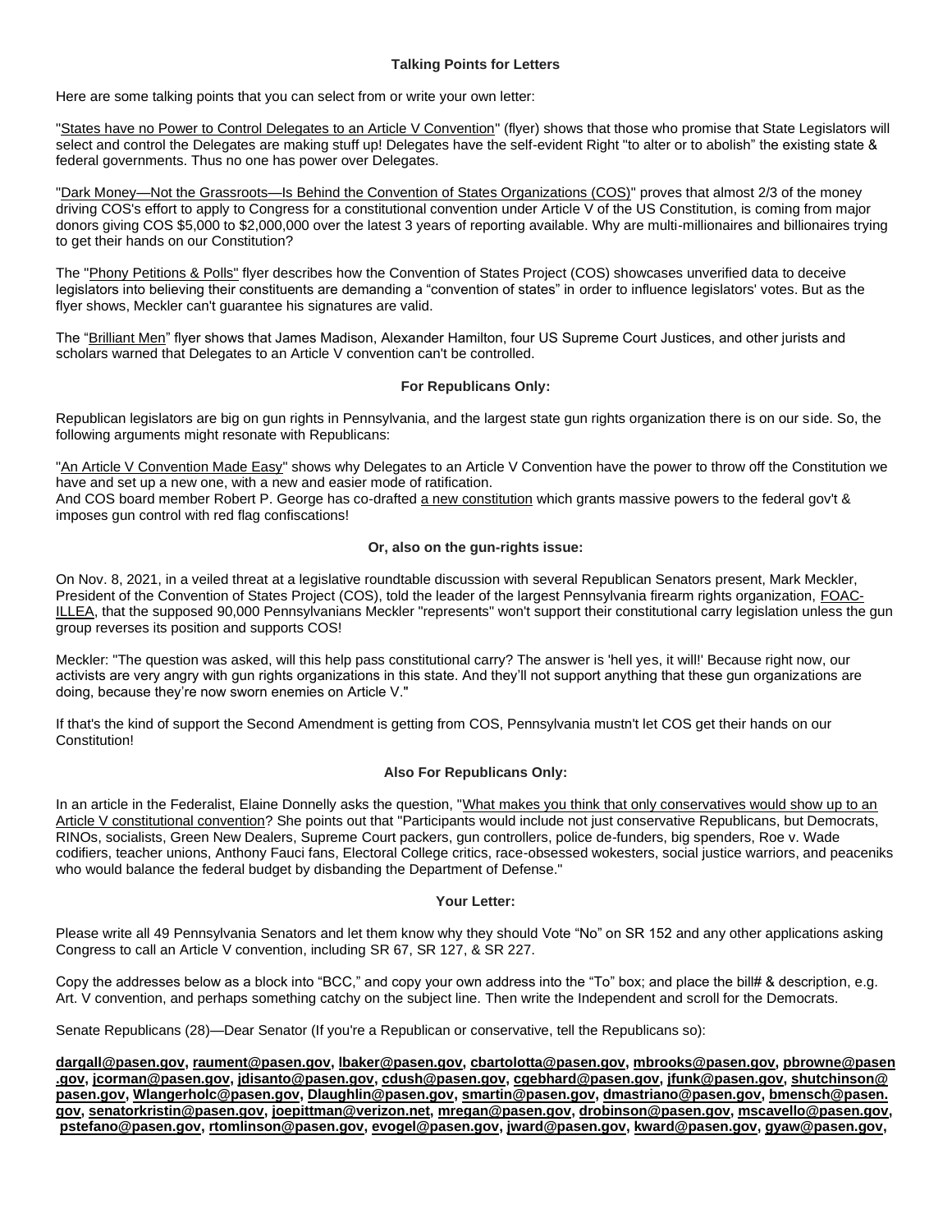### Talking Points for Letters

Here are some talking points that you can select from or write your own letter:

"States have no Power to Control Delegates to an Article V Convention" (flyer) shows that those who promise that State Legislators will select and control the Delegates are making stuff up! Delegates have the self-evident Right "to alter or to abolish" the existing state & federal governments. Thus no one has power over Delegates.

"Dark Money—Not the Grassroots—Is Behind the Convention of States Organizations (COS)" proves that almost 2/3 of the money driving COS's effort to apply to Congress for a constitutional convention under Article V of the US Constitution, is coming from major donors giving COS $5,000 to $2,000,000 over the latest 3 years of reporting available. Why are multi-millionaires and billionaires trying to get their hands on our Constitution?

The "Phony Petitions & Polls" flyer describes how the Convention of States Project (COS) showcases unverified data to deceive legislators into believing their constituents are demanding a "convention of states" in order to influence legislators' votes. But as the flyer shows, Meckler can't guarantee his signatures are valid.

The "Brilliant Men" flyer shows that James Madison, Alexander Hamilton, four US Supreme Court Justices, and other jurists and scholars warned that Delegates to an Article V convention can't be controlled.

### For Republicans Only:

Republican legislators are big on gun rights in Pennsylvania, and the largest state gun rights organization there is on our side. So, the following arguments might resonate with Republicans:

"An Article V Convention Made Easy" shows why Delegates to an Article V Convention have the power to throw off the Constitution we have and set up a new one, with a new and easier mode of ratification.
And COS board member Robert P. George has co-drafted a new constitution which grants massive powers to the federal gov't & imposes gun control with red flag confiscations!

### Or, also on the gun-rights issue:

On Nov. 8, 2021, in a veiled threat at a legislative roundtable discussion with several Republican Senators present, Mark Meckler, President of the Convention of States Project (COS), told the leader of the largest Pennsylvania firearm rights organization, FOAC-ILLEA, that the supposed 90,000 Pennsylvanians Meckler "represents" won't support their constitutional carry legislation unless the gun group reverses its position and supports COS!

Meckler: "The question was asked, will this help pass constitutional carry? The answer is 'hell yes, it will!' Because right now, our activists are very angry with gun rights organizations in this state. And they'll not support anything that these gun organizations are doing, because they're now sworn enemies on Article V."

If that's the kind of support the Second Amendment is getting from COS, Pennsylvania mustn't let COS get their hands on our Constitution!

### Also For Republicans Only:

In an article in the Federalist, Elaine Donnelly asks the question, "What makes you think that only conservatives would show up to an Article V constitutional convention? She points out that "Participants would include not just conservative Republicans, but Democrats, RINOs, socialists, Green New Dealers, Supreme Court packers, gun controllers, police de-funders, big spenders, Roe v. Wade codifiers, teacher unions, Anthony Fauci fans, Electoral College critics, race-obsessed wokesters, social justice warriors, and peaceniks who would balance the federal budget by disbanding the Department of Defense."

### Your Letter:

Please write all 49 Pennsylvania Senators and let them know why they should Vote "No" on SR 152 and any other applications asking Congress to call an Article V convention, including SR 67, SR 127, & SR 227.

Copy the addresses below as a block into "BCC," and copy your own address into the "To" box; and place the bill# & description, e.g. Art. V convention, and perhaps something catchy on the subject line. Then write the Independent and scroll for the Democrats.

Senate Republicans (28)—Dear Senator (If you're a Republican or conservative, tell the Republicans so):

**dargall@pasen.gov, rament@pasen.gov, lbaker@pasen.gov, cbartolotta@pasen.gov, mbrooks@pasen.gov, pbrowne@pasen.gov, jcorman@pasen.gov, jdisanto@pasen.gov, cdush@pasen.gov, cgebhard@pasen.gov, jfunk@pasen.gov, shutchinson@pasen.gov, Wlangerholc@pasen.gov, Dlaughlin@pasen.gov, smartin@pasen.gov, dmastriano@pasen.gov, bmensch@pasen.gov, senatorkristin@pasen.gov, joepittman@verizon.net, mregan@pasen.gov, drobinson@pasen.gov, mscavello@pasen.gov, pstefano@pasen.gov, rtomlinson@pasen.gov, evogel@pasen.gov, jward@pasen.gov, kward@pasen.gov, gyaw@pasen.gov,**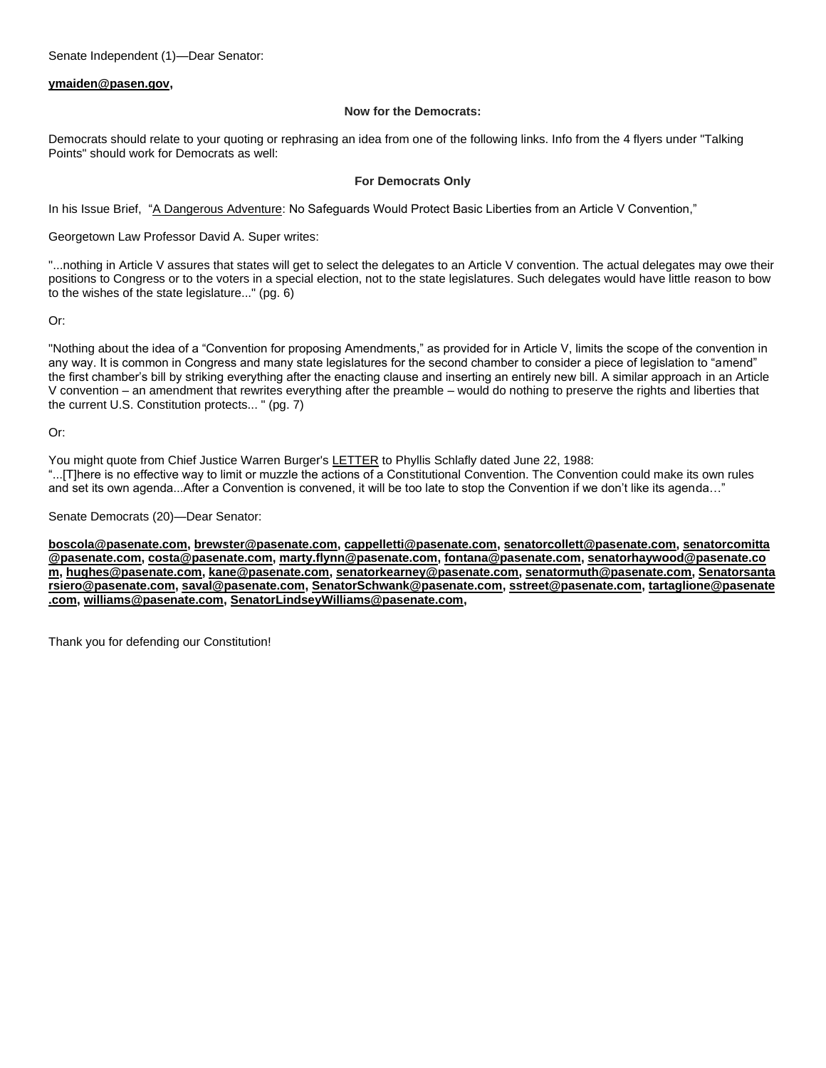Senate Independent (1)—Dear Senator:

**ymaiden@pasen.gov,**

**Now for the Democrats:**

Democrats should relate to your quoting or rephrasing an idea from one of the following links. Info from the 4 flyers under "Talking Points" should work for Democrats as well:

**For Democrats Only**

In his Issue Brief, "A Dangerous Adventure: No Safeguards Would Protect Basic Liberties from an Article V Convention,"

Georgetown Law Professor David A. Super writes:

"...nothing in Article V assures that states will get to select the delegates to an Article V convention. The actual delegates may owe their positions to Congress or to the voters in a special election, not to the state legislatures. Such delegates would have little reason to bow to the wishes of the state legislature..." (pg. 6)

Or:

"Nothing about the idea of a "Convention for proposing Amendments," as provided for in Article V, limits the scope of the convention in any way. It is common in Congress and many state legislatures for the second chamber to consider a piece of legislation to "amend" the first chamber's bill by striking everything after the enacting clause and inserting an entirely new bill. A similar approach in an Article V convention – an amendment that rewrites everything after the preamble – would do nothing to preserve the rights and liberties that the current U.S. Constitution protects... " (pg. 7)

Or:

You might quote from Chief Justice Warren Burger's LETTER to Phyllis Schlafly dated June 22, 1988:
"...[T]here is no effective way to limit or muzzle the actions of a Constitutional Convention. The Convention could make its own rules and set its own agenda...After a Convention is convened, it will be too late to stop the Convention if we don't like its agenda…"

Senate Democrats (20)—Dear Senator:

**boscola@pasenate.com, brewster@pasenate.com, cappelletti@pasenate.com, senatorcollett@pasenate.com, senatorcomitta@pasenate.com, costa@pasenate.com, marty.flynn@pasenate.com, fontana@pasenate.com, senatorhaywood@pasenate.com, hughes@pasenate.com, kane@pasenate.com, senatorkearney@pasenate.com, senatormuth@pasenate.com, Senatorsantarsiero@pasenate.com, saval@pasenate.com, SenatorSchwank@pasenate.com, sstreet@pasenate.com, tartaglione@pasenate.com, williams@pasenate.com, SenatorLindseyWilliams@pasenate.com,**

Thank you for defending our Constitution!